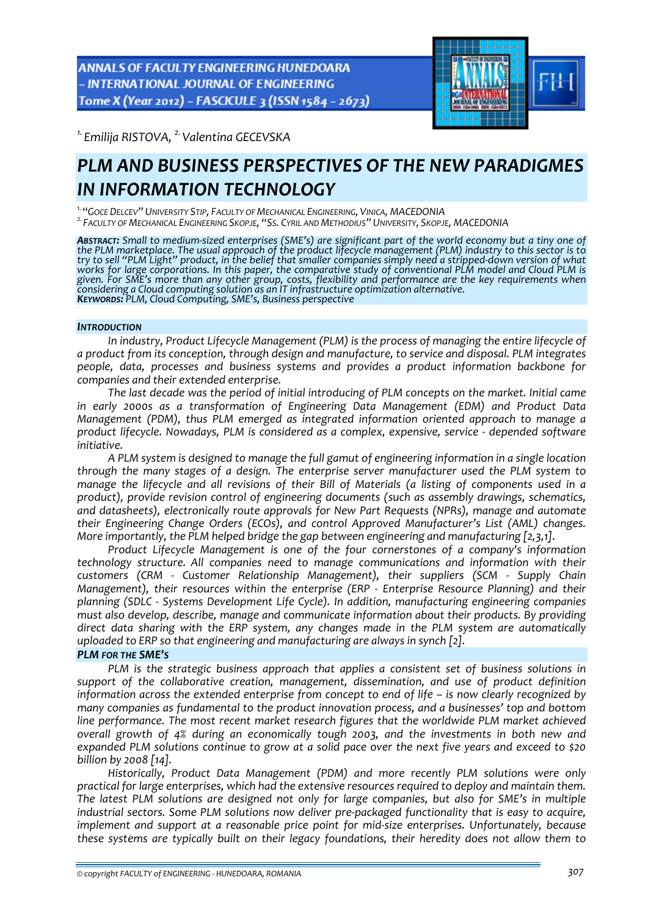[1.] *Emilija RISTOVA,* [2.] *Valentina GECEVSKA*

# *PLM AND BUSINESS PERSPECTIVES OF THE NEW PARADIGMES IN INFORMATION TECHNOLOGY*

[1.] *"GOCE DELCEV" UNIVERSITY STIP, FACULTY OF MECHANICAL ENGINEERING, VINICA, MACEDONIA*
[2.] *FACULTY OF MECHANICAL ENGINEERING SKOPJE, "SS. CYRIL AND METHODIUS" UNIVERSITY, SKOPJE, MACEDONIA*

***ABSTRACT:*** *Small to medium-sized enterprises (SME's) are significant part of the world economy but a tiny one of the PLM marketplace. The usual approach of the product lifecycle management (PLM) industry to this sector is to try to sell "PLM Light" product, in the belief that smaller companies simply need a stripped-down version of what works for large corporations. In this paper, the comparative study of conventional PLM model and Cloud PLM is given. For SME's more than any other group, costs, flexibility and performance are the key requirements when considering a Cloud computing solution as an IT infrastructure optimization alternative.*
***KEYWORDS:*** *PLM, Cloud Computing, SME's, Business perspective*

## *INTRODUCTION*

*In industry, Product Lifecycle Management (PLM) is the process of managing the entire lifecycle of a product from its conception, through design and manufacture, to service and disposal. PLM integrates people, data, processes and business systems and provides a product information backbone for companies and their extended enterprise.*

*The last decade was the period of initial introducing of PLM concepts on the market. Initial came in early 2000s as a transformation of Engineering Data Management (EDM) and Product Data Management (PDM), thus PLM emerged as integrated information oriented approach to manage a product lifecycle. Nowadays, PLM is considered as a complex, expensive, service - depended software initiative.*

*A PLM system is designed to manage the full gamut of engineering information in a single location through the many stages of a design. The enterprise server manufacturer used the PLM system to manage the lifecycle and all revisions of their Bill of Materials (a listing of components used in a product), provide revision control of engineering documents (such as assembly drawings, schematics, and datasheets), electronically route approvals for New Part Requests (NPRs), manage and automate their Engineering Change Orders (ECOs), and control Approved Manufacturer's List (AML) changes. More importantly, the PLM helped bridge the gap between engineering and manufacturing [2,3,1].*

*Product Lifecycle Management is one of the four cornerstones of a company's information technology structure. All companies need to manage communications and information with their customers (CRM - Customer Relationship Management), their suppliers (SCM - Supply Chain Management), their resources within the enterprise (ERP - Enterprise Resource Planning) and their planning (SDLC - Systems Development Life Cycle). In addition, manufacturing engineering companies must also develop, describe, manage and communicate information about their products. By providing direct data sharing with the ERP system, any changes made in the PLM system are automatically uploaded to ERP so that engineering and manufacturing are always in synch [2].*

## *PLM FOR THE SME'S*

*PLM is the strategic business approach that applies a consistent set of business solutions in support of the collaborative creation, management, dissemination, and use of product definition information across the extended enterprise from concept to end of life – is now clearly recognized by many companies as fundamental to the product innovation process, and a businesses' top and bottom line performance. The most recent market research figures that the worldwide PLM market achieved overall growth of 4% during an economically tough 2003, and the investments in both new and expanded PLM solutions continue to grow at a solid pace over the next five years and exceed to $20 billion by 2008 [14].*

*Historically, Product Data Management (PDM) and more recently PLM solutions were only practical for large enterprises, which had the extensive resources required to deploy and maintain them. The latest PLM solutions are designed not only for large companies, but also for SME's in multiple industrial sectors. Some PLM solutions now deliver pre-packaged functionality that is easy to acquire, implement and support at a reasonable price point for mid-size enterprises. Unfortunately, because these systems are typically built on their legacy foundations, their heredity does not allow them to*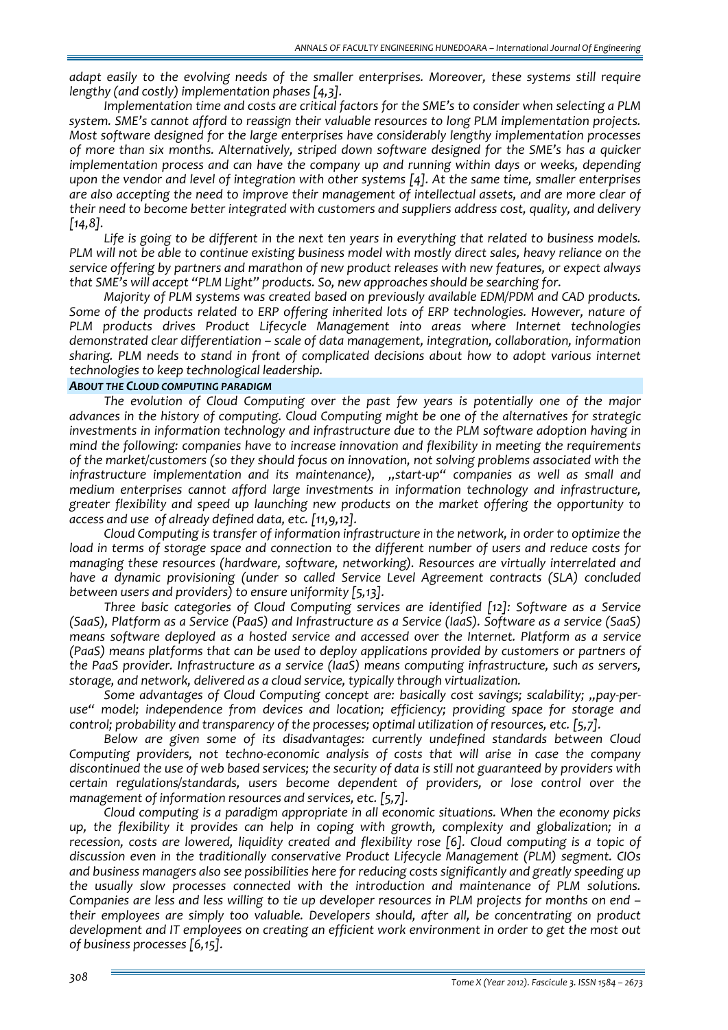*adapt easily to the evolving needs of the smaller enterprises. Moreover, these systems still require lengthy (and costly) implementation phases [4,3].*

*Implementation time and costs are critical factors for the SME's to consider when selecting a PLM system. SME's cannot afford to reassign their valuable resources to long PLM implementation projects. Most software designed for the large enterprises have considerably lengthy implementation processes of more than six months. Alternatively, striped down software designed for the SME's has a quicker implementation process and can have the company up and running within days or weeks, depending upon the vendor and level of integration with other systems [4]. At the same time, smaller enterprises are also accepting the need to improve their management of intellectual assets, and are more clear of their need to become better integrated with customers and suppliers address cost, quality, and delivery [14,8].*

*Life is going to be different in the next ten years in everything that related to business models. PLM will not be able to continue existing business model with mostly direct sales, heavy reliance on the service offering by partners and marathon of new product releases with new features, or expect always that SME's will accept "PLM Light" products. So, new approaches should be searching for.*

*Majority of PLM systems was created based on previously available EDM/PDM and CAD products. Some of the products related to ERP offering inherited lots of ERP technologies. However, nature of PLM products drives Product Lifecycle Management into areas where Internet technologies demonstrated clear differentiation – scale of data management, integration, collaboration, information sharing. PLM needs to stand in front of complicated decisions about how to adopt various internet technologies to keep technological leadership.*

### *ABOUT THE CLOUD COMPUTING PARADIGM*

*The evolution of Cloud Computing over the past few years is potentially one of the major advances in the history of computing. Cloud Computing might be one of the alternatives for strategic investments in information technology and infrastructure due to the PLM software adoption having in mind the following: companies have to increase innovation and flexibility in meeting the requirements of the market/customers (so they should focus on innovation, not solving problems associated with the infrastructure implementation and its maintenance), „start-up" companies as well as small and medium enterprises cannot afford large investments in information technology and infrastructure, greater flexibility and speed up launching new products on the market offering the opportunity to access and use of already defined data, etc. [11,9,12].*

*Cloud Computing is transfer of information infrastructure in the network, in order to optimize the load in terms of storage space and connection to the different number of users and reduce costs for managing these resources (hardware, software, networking). Resources are virtually interrelated and have a dynamic provisioning (under so called Service Level Agreement contracts (SLA) concluded between users and providers) to ensure uniformity [5,13].*

*Three basic categories of Cloud Computing services are identified [12]: Software as a Service (SaaS), Platform as a Service (PaaS) and Infrastructure as a Service (IaaS). Software as a service (SaaS) means software deployed as a hosted service and accessed over the Internet. Platform as a service (PaaS) means platforms that can be used to deploy applications provided by customers or partners of the PaaS provider. Infrastructure as a service (IaaS) means computing infrastructure, such as servers, storage, and network, delivered as a cloud service, typically through virtualization.*

*Some advantages of Cloud Computing concept are: basically cost savings; scalability; „pay-per-use" model; independence from devices and location; efficiency; providing space for storage and control; probability and transparency of the processes; optimal utilization of resources, etc. [5,7].*

*Below are given some of its disadvantages: currently undefined standards between Cloud Computing providers, not techno-economic analysis of costs that will arise in case the company discontinued the use of web based services; the security of data is still not guaranteed by providers with certain regulations/standards, users become dependent of providers, or lose control over the management of information resources and services, etc. [5,7].*

*Cloud computing is a paradigm appropriate in all economic situations. When the economy picks up, the flexibility it provides can help in coping with growth, complexity and globalization; in a recession, costs are lowered, liquidity created and flexibility rose [6]. Cloud computing is a topic of discussion even in the traditionally conservative Product Lifecycle Management (PLM) segment. CIOs and business managers also see possibilities here for reducing costs significantly and greatly speeding up the usually slow processes connected with the introduction and maintenance of PLM solutions. Companies are less and less willing to tie up developer resources in PLM projects for months on end – their employees are simply too valuable. Developers should, after all, be concentrating on product development and IT employees on creating an efficient work environment in order to get the most out of business processes [6,15].*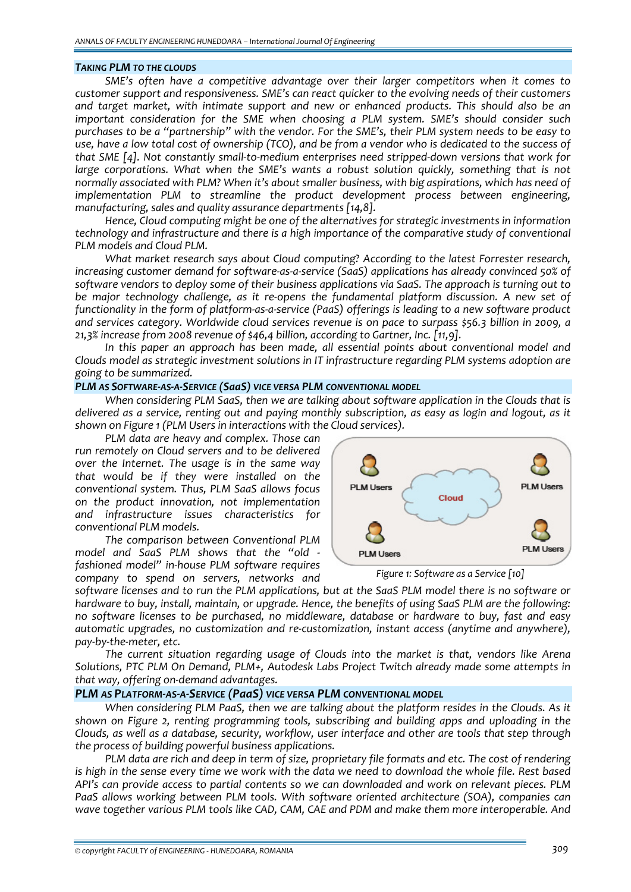### *TAKING PLM TO THE CLOUDS*

*SME's often have a competitive advantage over their larger competitors when it comes to customer support and responsiveness. SME's can react quicker to the evolving needs of their customers and target market, with intimate support and new or enhanced products. This should also be an important consideration for the SME when choosing a PLM system. SME's should consider such purchases to be a "partnership" with the vendor. For the SME's, their PLM system needs to be easy to use, have a low total cost of ownership (TCO), and be from a vendor who is dedicated to the success of that SME [4]. Not constantly small-to-medium enterprises need stripped-down versions that work for large corporations. What when the SME's wants a robust solution quickly, something that is not normally associated with PLM? When it's about smaller business, with big aspirations, which has need of implementation PLM to streamline the product development process between engineering, manufacturing, sales and quality assurance departments [14,8].*

*Hence, Cloud computing might be one of the alternatives for strategic investments in information technology and infrastructure and there is a high importance of the comparative study of conventional PLM models and Cloud PLM.*

*What market research says about Cloud computing? According to the latest Forrester research, increasing customer demand for software-as-a-service (SaaS) applications has already convinced 50% of software vendors to deploy some of their business applications via SaaS. The approach is turning out to be major technology challenge, as it re-opens the fundamental platform discussion. A new set of functionality in the form of platform-as-a-service (PaaS) offerings is leading to a new software product and services category. Worldwide cloud services revenue is on pace to surpass $56.3 billion in 2009, a 21,3% increase from 2008 revenue of $46,4 billion, according to Gartner, Inc. [11,9].*

*In this paper an approach has been made, all essential points about conventional model and Clouds model as strategic investment solutions in IT infrastructure regarding PLM systems adoption are going to be summarized.*

### *PLM AS SOFTWARE-AS-A-SERVICE (SaaS) VICE VERSA PLM CONVENTIONAL MODEL*

*When considering PLM SaaS, then we are talking about software application in the Clouds that is delivered as a service, renting out and paying monthly subscription, as easy as login and logout, as it shown on Figure 1 (PLM Users in interactions with the Cloud services).*

*PLM data are heavy and complex. Those can run remotely on Cloud servers and to be delivered over the Internet. The usage is in the same way that would be if they were installed on the conventional system. Thus, PLM SaaS allows focus on the product innovation, not implementation and infrastructure issues characteristics for conventional PLM models.*

PLM Users | Cloud | PLM Users | PLM Users | PLM Users

*Figure 1: Software as a Service [10]*

*The comparison between Conventional PLM model and SaaS PLM shows that the "old - fashioned model" in-house PLM software requires company to spend on servers, networks and software licenses and to run the PLM applications, but at the SaaS PLM model there is no software or hardware to buy, install, maintain, or upgrade. Hence, the benefits of using SaaS PLM are the following: no software licenses to be purchased, no middleware, database or hardware to buy, fast and easy automatic upgrades, no customization and re-customization, instant access (anytime and anywhere), pay-by-the-meter, etc.*

*The current situation regarding usage of Clouds into the market is that, vendors like Arena Solutions, PTC PLM On Demand, PLM+, Autodesk Labs Project Twitch already made some attempts in that way, offering on-demand advantages.*

### *PLM AS PLATFORM-AS-A-SERVICE (PaaS) VICE VERSA PLM CONVENTIONAL MODEL*

*When considering PLM PaaS, then we are talking about the platform resides in the Clouds. As it shown on Figure 2, renting programming tools, subscribing and building apps and uploading in the Clouds, as well as a database, security, workflow, user interface and other are tools that step through the process of building powerful business applications.*

*PLM data are rich and deep in term of size, proprietary file formats and etc. The cost of rendering is high in the sense every time we work with the data we need to download the whole file. Rest based API's can provide access to partial contents so we can downloaded and work on relevant pieces. PLM PaaS allows working between PLM tools. With software oriented architecture (SOA), companies can wave together various PLM tools like CAD, CAM, CAE and PDM and make them more interoperable. And*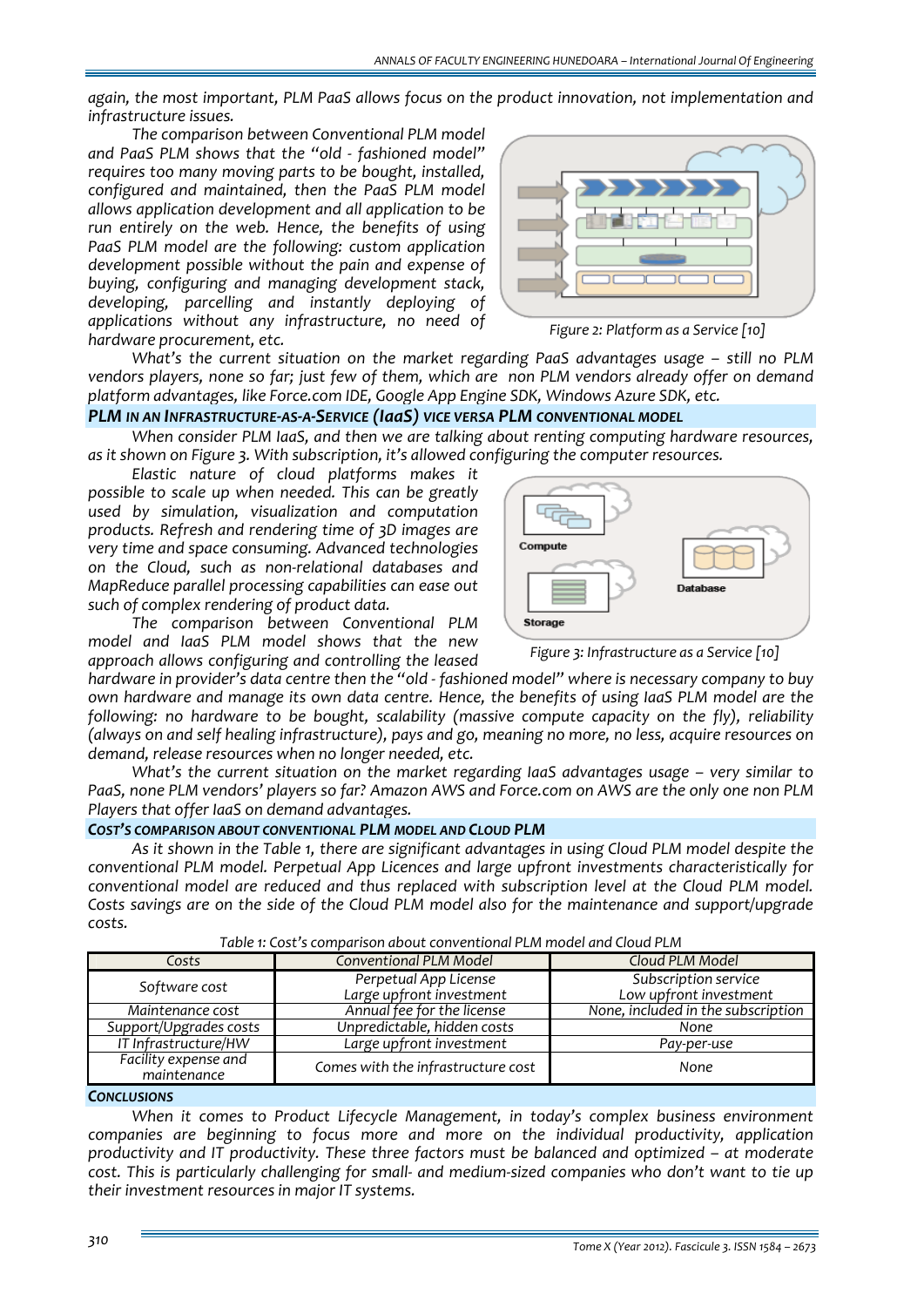*again, the most important, PLM PaaS allows focus on the product innovation, not implementation and infrastructure issues.*

*The comparison between Conventional PLM model and PaaS PLM shows that the "old - fashioned model" requires too many moving parts to be bought, installed, configured and maintained, then the PaaS PLM model allows application development and all application to be run entirely on the web. Hence, the benefits of using PaaS PLM model are the following: custom application development possible without the pain and expense of buying, configuring and managing development stack, developing, parcelling and instantly deploying of applications without any infrastructure, no need of hardware procurement, etc.*

*Figure 2: Platform as a Service [10]*

*What's the current situation on the market regarding PaaS advantages usage – still no PLM vendors players, none so far; just few of them, which are non PLM vendors already offer on demand platform advantages, like Force.com IDE, Google App Engine SDK, Windows Azure SDK, etc.*

### *PLM IN AN INFRASTRUCTURE-AS-A-SERVICE (IaaS) VICE VERSA PLM CONVENTIONAL MODEL*

*When consider PLM IaaS, and then we are talking about renting computing hardware resources, as it shown on Figure 3. With subscription, it's allowed configuring the computer resources.*

*Elastic nature of cloud platforms makes it possible to scale up when needed. This can be greatly used by simulation, visualization and computation products. Refresh and rendering time of 3D images are very time and space consuming. Advanced technologies on the Cloud, such as non-relational databases and MapReduce parallel processing capabilities can ease out such of complex rendering of product data.*

*Figure 3: Infrastructure as a Service [10]*

*The comparison between Conventional PLM model and IaaS PLM model shows that the new approach allows configuring and controlling the leased hardware in provider's data centre then the "old - fashioned model" where is necessary company to buy own hardware and manage its own data centre. Hence, the benefits of using IaaS PLM model are the following: no hardware to be bought, scalability (massive compute capacity on the fly), reliability (always on and self healing infrastructure), pays and go, meaning no more, no less, acquire resources on demand, release resources when no longer needed, etc.*

*What's the current situation on the market regarding IaaS advantages usage – very similar to PaaS, none PLM vendors' players so far? Amazon AWS and Force.com on AWS are the only one non PLM Players that offer IaaS on demand advantages.*

### *COST'S COMPARISON ABOUT CONVENTIONAL PLM MODEL AND CLOUD PLM*

*As it shown in the Table 1, there are significant advantages in using Cloud PLM model despite the conventional PLM model. Perpetual App Licences and large upfront investments characteristically for conventional model are reduced and thus replaced with subscription level at the Cloud PLM model. Costs savings are on the side of the Cloud PLM model also for the maintenance and support/upgrade costs.*

*Table 1: Cost's comparison about conventional PLM model and Cloud PLM*

| Costs | Conventional PLM Model | Cloud PLM Model |
|---|---|---|
| Software cost | Perpetual App License<br>Large upfront investment | Subscription service<br>Low upfront investment |
| Maintenance cost | Annual fee for the license | None, included in the subscription |
| Support/Upgrades costs | Unpredictable, hidden costs | None |
| IT Infrastructure/HW | Large upfront investment | Pay-per-use |
| Facility expense and maintenance | Comes with the infrastructure cost | None |

### *CONCLUSIONS*

*When it comes to Product Lifecycle Management, in today's complex business environment companies are beginning to focus more and more on the individual productivity, application productivity and IT productivity. These three factors must be balanced and optimized – at moderate cost. This is particularly challenging for small- and medium-sized companies who don't want to tie up their investment resources in major IT systems.*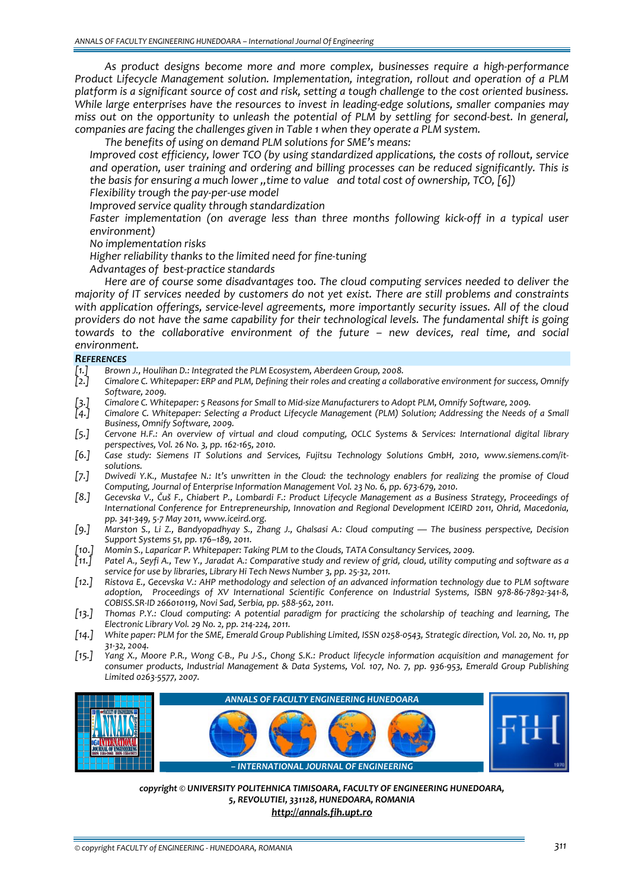*As product designs become more and more complex, businesses require a high-performance Product Lifecycle Management solution. Implementation, integration, rollout and operation of a PLM platform is a significant source of cost and risk, setting a tough challenge to the cost oriented business. While large enterprises have the resources to invest in leading-edge solutions, smaller companies may miss out on the opportunity to unleash the potential of PLM by settling for second-best. In general, companies are facing the challenges given in Table 1 when they operate a PLM system.*

*The benefits of using on demand PLM solutions for SME's means:*

*Improved cost efficiency, lower TCO (by using standardized applications, the costs of rollout, service and operation, user training and ordering and billing processes can be reduced significantly. This is the basis for ensuring a much lower „time to value and total cost of ownership, TCO, [6])*

*Flexibility trough the pay-per-use model*

*Improved service quality through standardization*

*Faster implementation (on average less than three months following kick-off in a typical user environment)*

*No implementation risks*

*Higher reliability thanks to the limited need for fine-tuning*

*Advantages of best-practice standards*

*Here are of course some disadvantages too. The cloud computing services needed to deliver the majority of IT services needed by customers do not yet exist. There are still problems and constraints with application offerings, service-level agreements, more importantly security issues. All of the cloud providers do not have the same capability for their technological levels. The fundamental shift is going towards to the collaborative environment of the future – new devices, real time, and social environment.*

## REFERENCES

[1.] Brown J., Houlihan D.: Integrated the PLM Ecosystem, Aberdeen Group, 2008.

[2.] Cimalore C. Whitepaper: ERP and PLM, Defining their roles and creating a collaborative environment for success, Omnify Software, 2009.

[3.] Cimalore C. Whitepaper: 5 Reasons for Small to Mid-size Manufacturers to Adopt PLM, Omnify Software, 2009.

[4.] Cimalore C. Whitepaper: Selecting a Product Lifecycle Management (PLM) Solution; Addressing the Needs of a Small Business, Omnify Software, 2009.

[5.] Cervone H.F.: An overview of virtual and cloud computing, OCLC Systems & Services: International digital library perspectives, Vol. 26 No. 3, pp. 162-165, 2010.

[6.] Case study: Siemens IT Solutions and Services, Fujitsu Technology Solutions GmbH, 2010, www.siemens.com/it-solutions.

[7.] Dwivedi Y.K., Mustafee N.: It's unwritten in the Cloud: the technology enablers for realizing the promise of Cloud Computing, Journal of Enterprise Information Management Vol. 23 No. 6, pp. 673-679, 2010.

[8.] Gecevska V., Čuš F., Chiabert P., Lombardi F.: Product Lifecycle Management as a Business Strategy, Proceedings of International Conference for Entrepreneurship, Innovation and Regional Development ICEIRD 2011, Ohrid, Macedonia, pp. 341-349, 5-7 May 2011, www.iceird.org.

[9.] Marston S., Li Z., Bandyopadhyay S., Zhang J., Ghalsasi A.: Cloud computing — The business perspective, Decision Support Systems 51, pp. 176–189, 2011.

[10.] Momin S., Laparicar P. Whitepaper: Taking PLM to the Clouds, TATA Consultancy Services, 2009.

[11.] Patel A., Seyfi A., Tew Y., Jaradat A.: Comparative study and review of grid, cloud, utility computing and software as a service for use by libraries, Library Hi Tech News Number 3, pp. 25-32, 2011.

[12.] Ristova E., Gecevska V.: AHP methodology and selection of an advanced information technology due to PLM software adoption, Proceedings of XV International Scientific Conference on Industrial Systems, ISBN 978-86-7892-341-8, COBISS.SR-ID 266010119, Novi Sad, Serbia, pp. 588-562, 2011.

[13.] Thomas P.Y.: Cloud computing: A potential paradigm for practicing the scholarship of teaching and learning, The Electronic Library Vol. 29 No. 2, pp. 214-224, 2011.

[14.] White paper: PLM for the SME, Emerald Group Publishing Limited, ISSN 0258-0543, Strategic direction, Vol. 20, No. 11, pp 31-32, 2004.

[15.] Yang X., Moore P.R., Wong C-B., Pu J-S., Chong S.K.: Product lifecycle information acquisition and management for consumer products, Industrial Management & Data Systems, Vol. 107, No. 7, pp. 936-953, Emerald Group Publishing Limited 0263-5577, 2007.

ANNALS OF FACULTY ENGINEERING HUNEDOARA

– INTERNATIONAL JOURNAL OF ENGINEERING

***copyright © UNIVERSITY POLITEHNICA TIMISOARA, FACULTY OF ENGINEERING HUNEDOARA, 5, REVOLUTIEI, 331128, HUNEDOARA, ROMANIA***

***http://annals.fih.upt.ro***